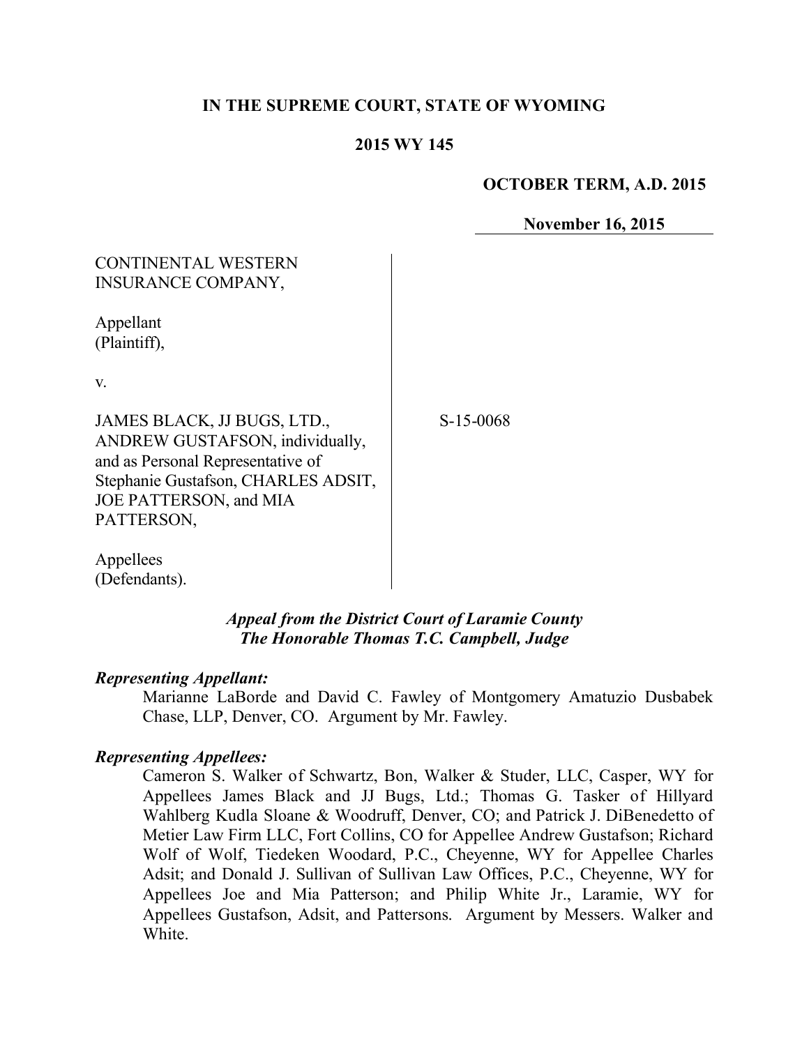**IN THE SUPREME COURT, STATE OF WYOMING**

**2015 WY 145**

**OCTOBER TERM, A.D. 2015**

**November 16, 2015**

CONTINENTAL WESTERN INSURANCE COMPANY,

Appellant (Plaintiff),

v.

JAMES BLACK, JJ BUGS, LTD., ANDREW GUSTAFSON, individually, and as Personal Representative of Stephanie Gustafson, CHARLES ADSIT, JOE PATTERSON, and MIA PATTERSON,

Appellees (Defendants).

S-15-0068

***Appeal from the District Court of Laramie County***
***The Honorable Thomas T.C. Campbell, Judge***

***Representing Appellant:***

Marianne LaBorde and David C. Fawley of Montgomery Amatuzio Dusbabek Chase, LLP, Denver, CO. Argument by Mr. Fawley.

***Representing Appellees:***

Cameron S. Walker of Schwartz, Bon, Walker & Studer, LLC, Casper, WY for Appellees James Black and JJ Bugs, Ltd.; Thomas G. Tasker of Hillyard Wahlberg Kudla Sloane & Woodruff, Denver, CO; and Patrick J. DiBenedetto of Metier Law Firm LLC, Fort Collins, CO for Appellee Andrew Gustafson; Richard Wolf of Wolf, Tiedeken Woodard, P.C., Cheyenne, WY for Appellee Charles Adsit; and Donald J. Sullivan of Sullivan Law Offices, P.C., Cheyenne, WY for Appellees Joe and Mia Patterson; and Philip White Jr., Laramie, WY for Appellees Gustafson, Adsit, and Pattersons. Argument by Messers. Walker and White.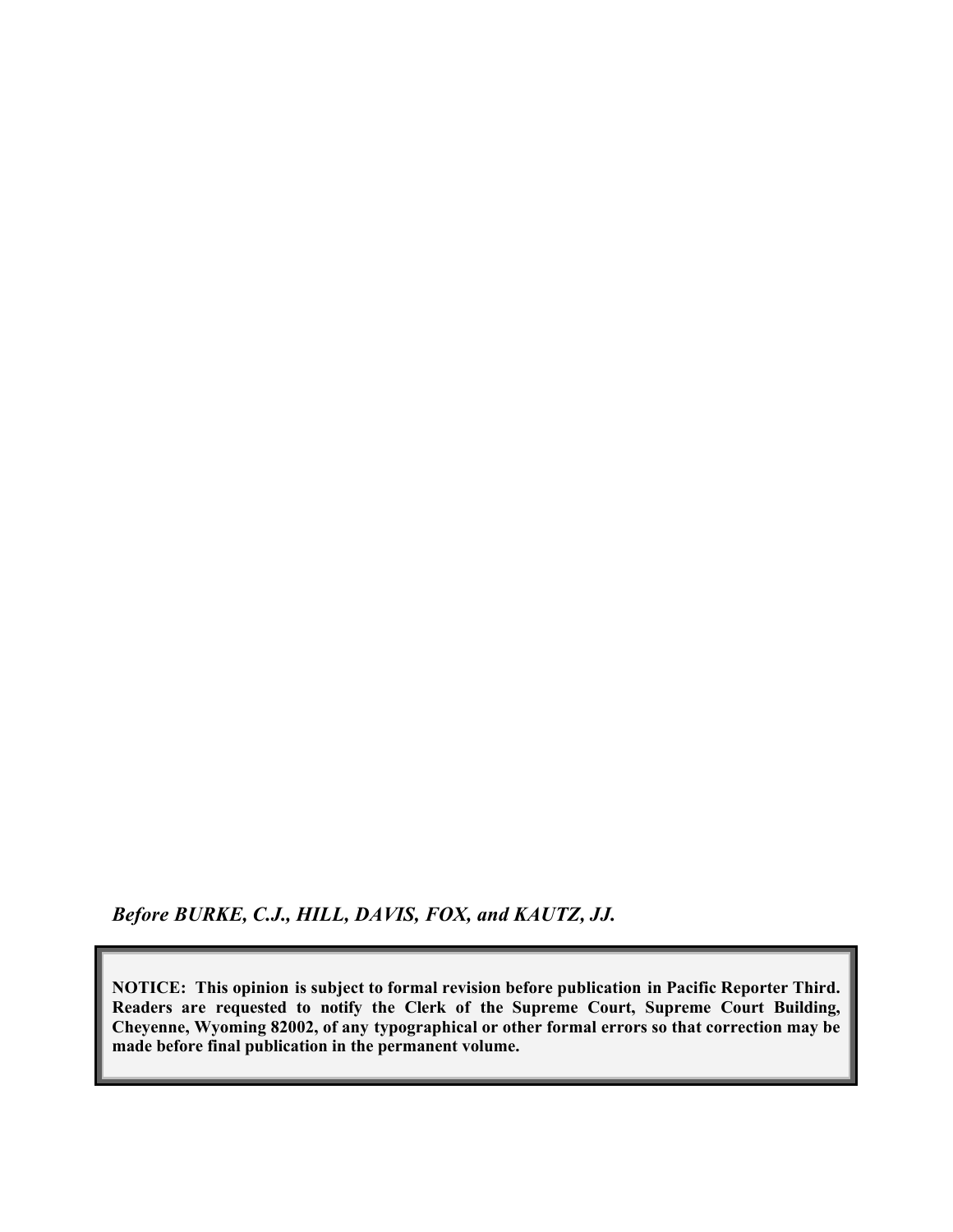*Before BURKE, C.J., HILL, DAVIS, FOX, and KAUTZ, JJ.*

**NOTICE: This opinion is subject to formal revision before publication in Pacific Reporter Third. Readers are requested to notify the Clerk of the Supreme Court, Supreme Court Building, Cheyenne, Wyoming 82002, of any typographical or other formal errors so that correction may be made before final publication in the permanent volume.**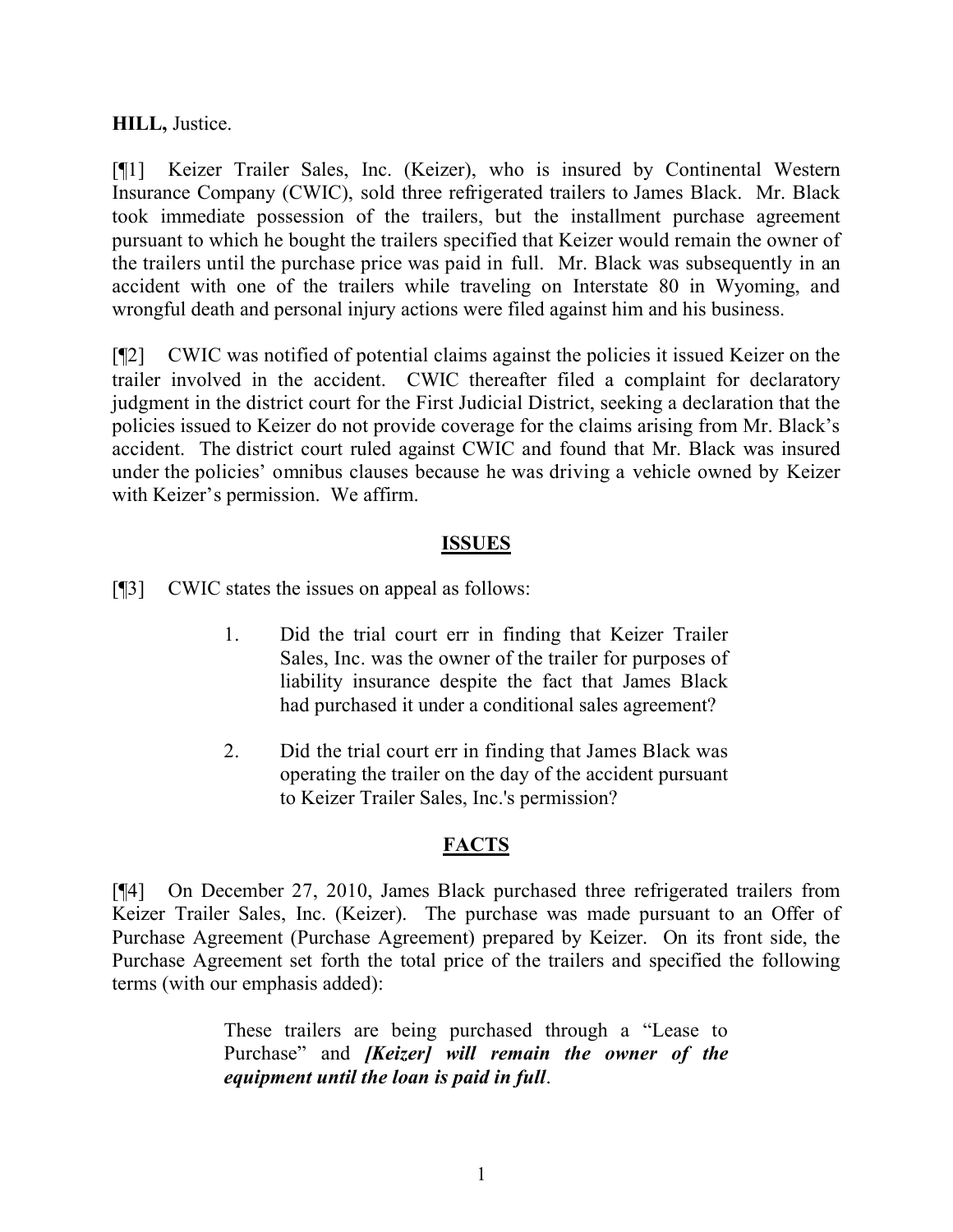**HILL,** Justice.

[¶1] Keizer Trailer Sales, Inc. (Keizer), who is insured by Continental Western Insurance Company (CWIC), sold three refrigerated trailers to James Black. Mr. Black took immediate possession of the trailers, but the installment purchase agreement pursuant to which he bought the trailers specified that Keizer would remain the owner of the trailers until the purchase price was paid in full. Mr. Black was subsequently in an accident with one of the trailers while traveling on Interstate 80 in Wyoming, and wrongful death and personal injury actions were filed against him and his business.

[¶2] CWIC was notified of potential claims against the policies it issued Keizer on the trailer involved in the accident. CWIC thereafter filed a complaint for declaratory judgment in the district court for the First Judicial District, seeking a declaration that the policies issued to Keizer do not provide coverage for the claims arising from Mr. Black's accident. The district court ruled against CWIC and found that Mr. Black was insured under the policies' omnibus clauses because he was driving a vehicle owned by Keizer with Keizer's permission. We affirm.

## ISSUES

[¶3] CWIC states the issues on appeal as follows:

> 1. Did the trial court err in finding that Keizer Trailer Sales, Inc. was the owner of the trailer for purposes of liability insurance despite the fact that James Black had purchased it under a conditional sales agreement?
>
> 2. Did the trial court err in finding that James Black was operating the trailer on the day of the accident pursuant to Keizer Trailer Sales, Inc.'s permission?

## FACTS

[¶4] On December 27, 2010, James Black purchased three refrigerated trailers from Keizer Trailer Sales, Inc. (Keizer). The purchase was made pursuant to an Offer of Purchase Agreement (Purchase Agreement) prepared by Keizer. On its front side, the Purchase Agreement set forth the total price of the trailers and specified the following terms (with our emphasis added):

> These trailers are being purchased through a "Lease to Purchase" and ***[Keizer] will remain the owner of the equipment until the loan is paid in full***.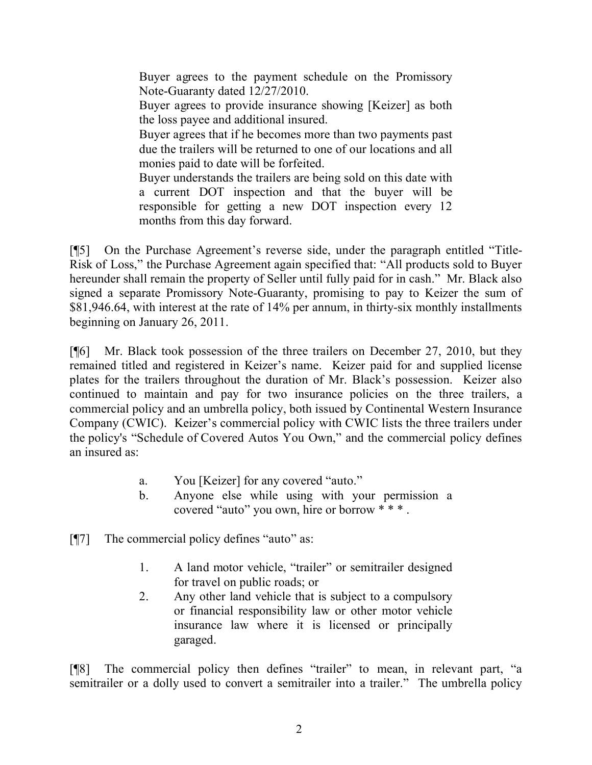> Buyer agrees to the payment schedule on the Promissory Note-Guaranty dated 12/27/2010.
>
> Buyer agrees to provide insurance showing [Keizer] as both the loss payee and additional insured.
>
> Buyer agrees that if he becomes more than two payments past due the trailers will be returned to one of our locations and all monies paid to date will be forfeited.
>
> Buyer understands the trailers are being sold on this date with a current DOT inspection and that the buyer will be responsible for getting a new DOT inspection every 12 months from this day forward.

[¶5] On the Purchase Agreement's reverse side, under the paragraph entitled "Title-Risk of Loss," the Purchase Agreement again specified that: "All products sold to Buyer hereunder shall remain the property of Seller until fully paid for in cash." Mr. Black also signed a separate Promissory Note-Guaranty, promising to pay to Keizer the sum of $81,946.64, with interest at the rate of 14% per annum, in thirty-six monthly installments beginning on January 26, 2011.

[¶6] Mr. Black took possession of the three trailers on December 27, 2010, but they remained titled and registered in Keizer's name. Keizer paid for and supplied license plates for the trailers throughout the duration of Mr. Black's possession. Keizer also continued to maintain and pay for two insurance policies on the three trailers, a commercial policy and an umbrella policy, both issued by Continental Western Insurance Company (CWIC). Keizer's commercial policy with CWIC lists the three trailers under the policy's "Schedule of Covered Autos You Own," and the commercial policy defines an insured as:

> a. You [Keizer] for any covered "auto."
>
> b. Anyone else while using with your permission a covered "auto" you own, hire or borrow * * * .

[¶7] The commercial policy defines "auto" as:

> 1. A land motor vehicle, "trailer" or semitrailer designed for travel on public roads; or
>
> 2. Any other land vehicle that is subject to a compulsory or financial responsibility law or other motor vehicle insurance law where it is licensed or principally garaged.

[¶8] The commercial policy then defines "trailer" to mean, in relevant part, "a semitrailer or a dolly used to convert a semitrailer into a trailer." The umbrella policy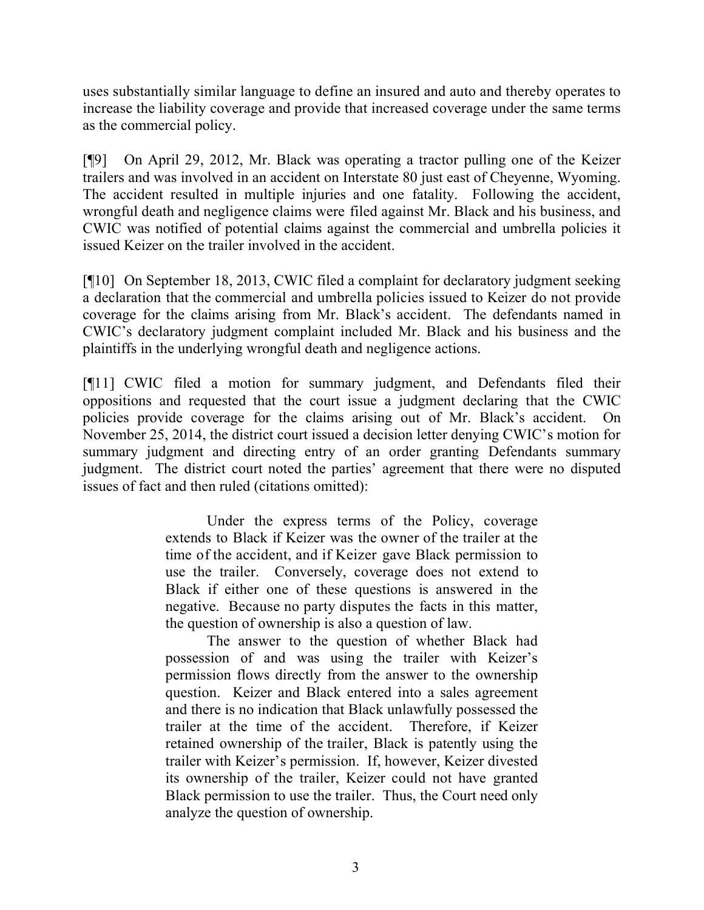uses substantially similar language to define an insured and auto and thereby operates to increase the liability coverage and provide that increased coverage under the same terms as the commercial policy.

[¶9] On April 29, 2012, Mr. Black was operating a tractor pulling one of the Keizer trailers and was involved in an accident on Interstate 80 just east of Cheyenne, Wyoming. The accident resulted in multiple injuries and one fatality. Following the accident, wrongful death and negligence claims were filed against Mr. Black and his business, and CWIC was notified of potential claims against the commercial and umbrella policies it issued Keizer on the trailer involved in the accident.

[¶10] On September 18, 2013, CWIC filed a complaint for declaratory judgment seeking a declaration that the commercial and umbrella policies issued to Keizer do not provide coverage for the claims arising from Mr. Black's accident. The defendants named in CWIC's declaratory judgment complaint included Mr. Black and his business and the plaintiffs in the underlying wrongful death and negligence actions.

[¶11] CWIC filed a motion for summary judgment, and Defendants filed their oppositions and requested that the court issue a judgment declaring that the CWIC policies provide coverage for the claims arising out of Mr. Black's accident. On November 25, 2014, the district court issued a decision letter denying CWIC's motion for summary judgment and directing entry of an order granting Defendants summary judgment. The district court noted the parties' agreement that there were no disputed issues of fact and then ruled (citations omitted):

> Under the express terms of the Policy, coverage extends to Black if Keizer was the owner of the trailer at the time of the accident, and if Keizer gave Black permission to use the trailer. Conversely, coverage does not extend to Black if either one of these questions is answered in the negative. Because no party disputes the facts in this matter, the question of ownership is also a question of law.
>
> The answer to the question of whether Black had possession of and was using the trailer with Keizer's permission flows directly from the answer to the ownership question. Keizer and Black entered into a sales agreement and there is no indication that Black unlawfully possessed the trailer at the time of the accident. Therefore, if Keizer retained ownership of the trailer, Black is patently using the trailer with Keizer's permission. If, however, Keizer divested its ownership of the trailer, Keizer could not have granted Black permission to use the trailer. Thus, the Court need only analyze the question of ownership.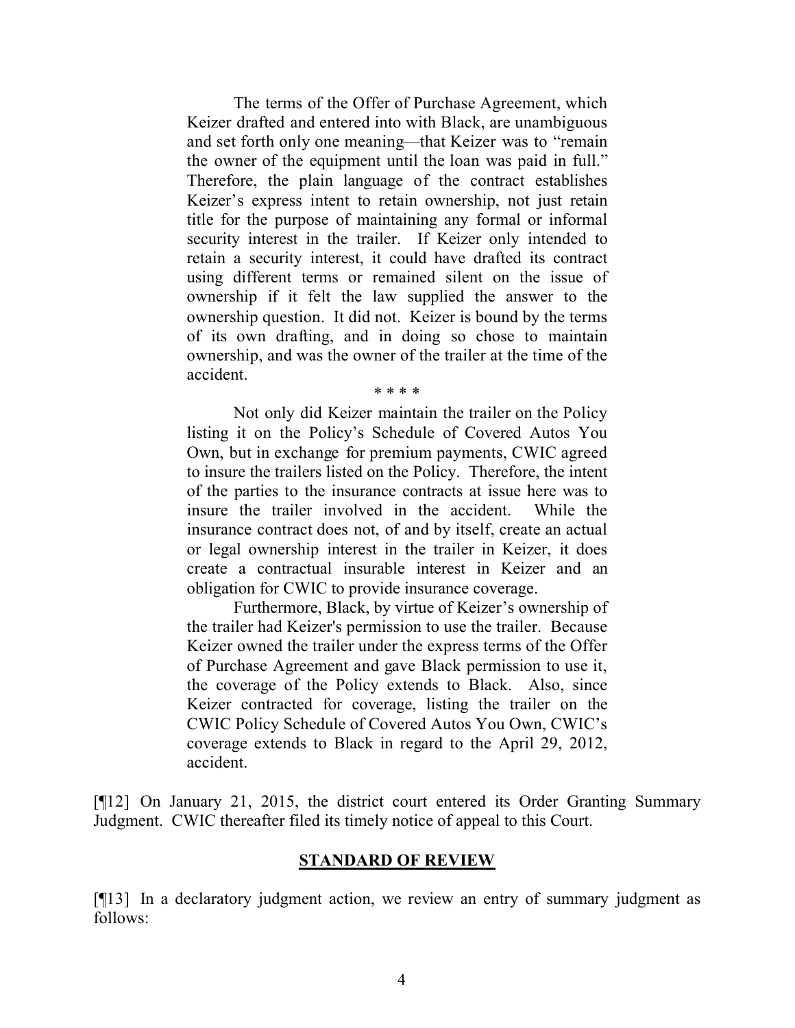> The terms of the Offer of Purchase Agreement, which Keizer drafted and entered into with Black, are unambiguous and set forth only one meaning—that Keizer was to "remain the owner of the equipment until the loan was paid in full." Therefore, the plain language of the contract establishes Keizer's express intent to retain ownership, not just retain title for the purpose of maintaining any formal or informal security interest in the trailer. If Keizer only intended to retain a security interest, it could have drafted its contract using different terms or remained silent on the issue of ownership if it felt the law supplied the answer to the ownership question. It did not. Keizer is bound by the terms of its own drafting, and in doing so chose to maintain ownership, and was the owner of the trailer at the time of the accident.
>
> \* \* \* \*
>
> Not only did Keizer maintain the trailer on the Policy listing it on the Policy's Schedule of Covered Autos You Own, but in exchange for premium payments, CWIC agreed to insure the trailers listed on the Policy. Therefore, the intent of the parties to the insurance contracts at issue here was to insure the trailer involved in the accident. While the insurance contract does not, of and by itself, create an actual or legal ownership interest in the trailer in Keizer, it does create a contractual insurable interest in Keizer and an obligation for CWIC to provide insurance coverage.
>
> Furthermore, Black, by virtue of Keizer's ownership of the trailer had Keizer's permission to use the trailer. Because Keizer owned the trailer under the express terms of the Offer of Purchase Agreement and gave Black permission to use it, the coverage of the Policy extends to Black. Also, since Keizer contracted for coverage, listing the trailer on the CWIC Policy Schedule of Covered Autos You Own, CWIC's coverage extends to Black in regard to the April 29, 2012, accident.

[¶12] On January 21, 2015, the district court entered its Order Granting Summary Judgment. CWIC thereafter filed its timely notice of appeal to this Court.

## STANDARD OF REVIEW

[¶13] In a declaratory judgment action, we review an entry of summary judgment as follows: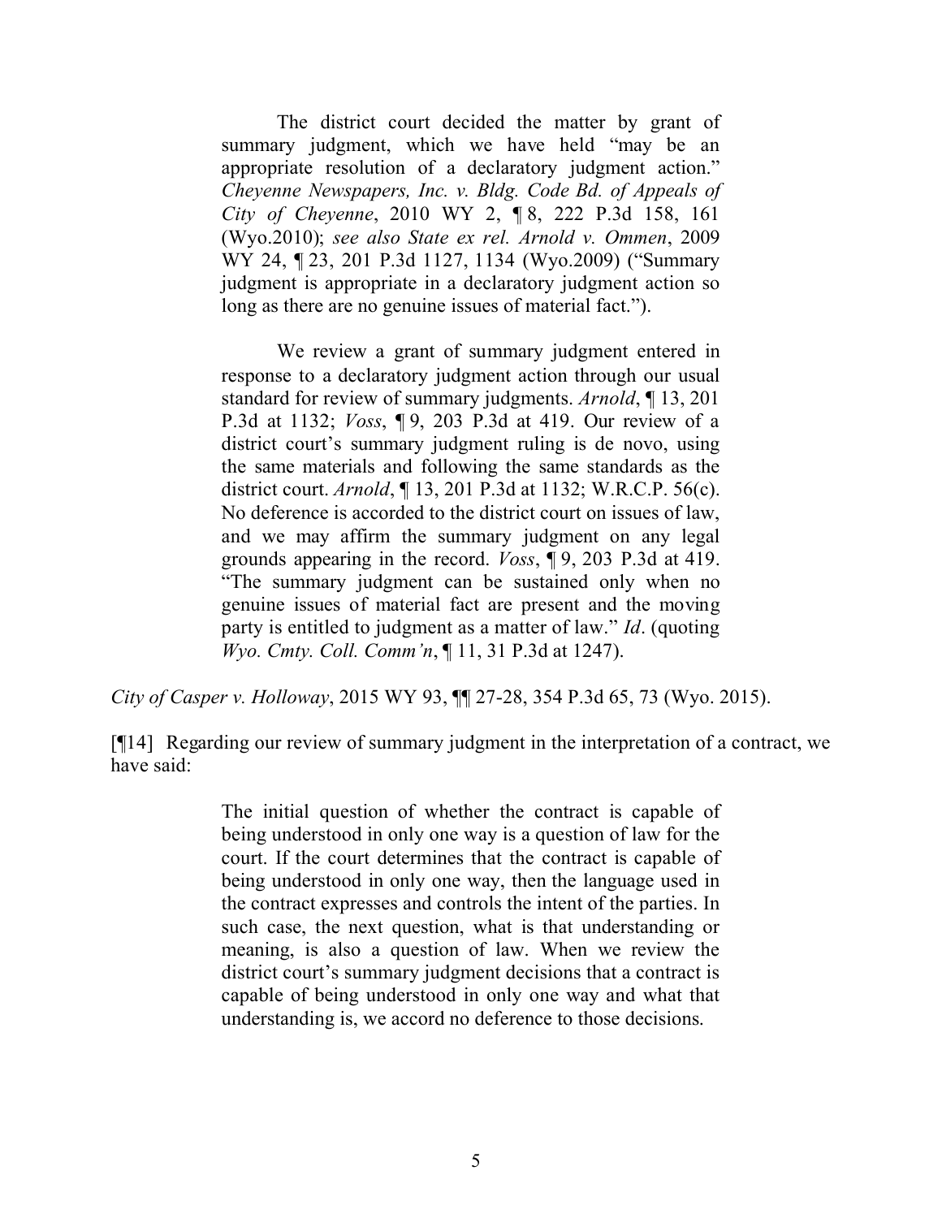> The district court decided the matter by grant of summary judgment, which we have held "may be an appropriate resolution of a declaratory judgment action." *Cheyenne Newspapers, Inc. v. Bldg. Code Bd. of Appeals of City of Cheyenne*, 2010 WY 2, ¶ 8, 222 P.3d 158, 161 (Wyo.2010); *see also State ex rel. Arnold v. Ommen*, 2009 WY 24, ¶ 23, 201 P.3d 1127, 1134 (Wyo.2009) ("Summary judgment is appropriate in a declaratory judgment action so long as there are no genuine issues of material fact.").
>
> We review a grant of summary judgment entered in response to a declaratory judgment action through our usual standard for review of summary judgments. *Arnold*, ¶ 13, 201 P.3d at 1132; *Voss*, ¶ 9, 203 P.3d at 419. Our review of a district court's summary judgment ruling is de novo, using the same materials and following the same standards as the district court. *Arnold*, ¶ 13, 201 P.3d at 1132; W.R.C.P. 56(c). No deference is accorded to the district court on issues of law, and we may affirm the summary judgment on any legal grounds appearing in the record. *Voss*, ¶ 9, 203 P.3d at 419. "The summary judgment can be sustained only when no genuine issues of material fact are present and the moving party is entitled to judgment as a matter of law." *Id*. (quoting *Wyo. Cmty. Coll. Comm'n*, ¶ 11, 31 P.3d at 1247).

*City of Casper v. Holloway*, 2015 WY 93, ¶¶ 27-28, 354 P.3d 65, 73 (Wyo. 2015).

[¶14] Regarding our review of summary judgment in the interpretation of a contract, we have said:

> The initial question of whether the contract is capable of being understood in only one way is a question of law for the court. If the court determines that the contract is capable of being understood in only one way, then the language used in the contract expresses and controls the intent of the parties. In such case, the next question, what is that understanding or meaning, is also a question of law. When we review the district court's summary judgment decisions that a contract is capable of being understood in only one way and what that understanding is, we accord no deference to those decisions.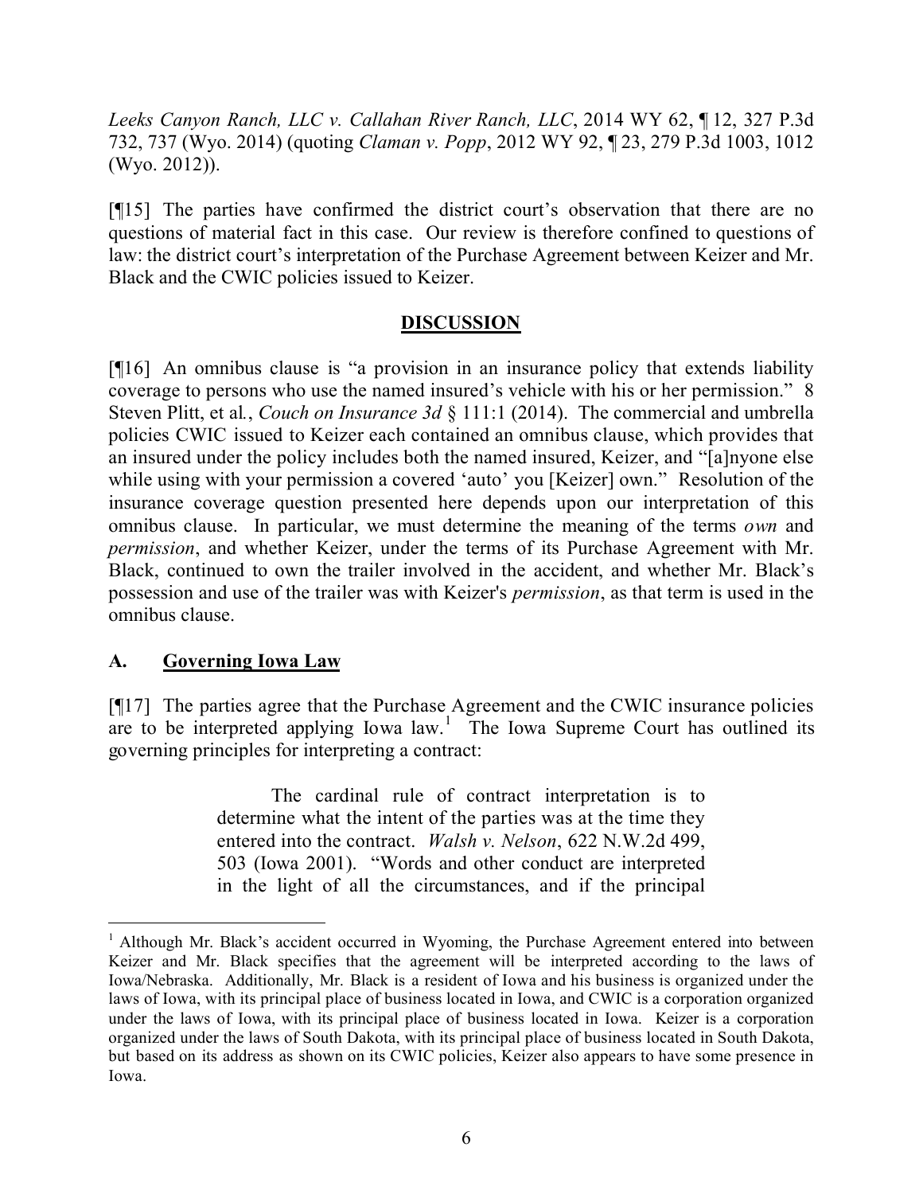*Leeks Canyon Ranch, LLC v. Callahan River Ranch, LLC*, 2014 WY 62, ¶ 12, 327 P.3d 732, 737 (Wyo. 2014) (quoting *Claman v. Popp*, 2012 WY 92, ¶ 23, 279 P.3d 1003, 1012 (Wyo. 2012)).

[¶15] The parties have confirmed the district court's observation that there are no questions of material fact in this case. Our review is therefore confined to questions of law: the district court's interpretation of the Purchase Agreement between Keizer and Mr. Black and the CWIC policies issued to Keizer.

## DISCUSSION

[¶16] An omnibus clause is "a provision in an insurance policy that extends liability coverage to persons who use the named insured's vehicle with his or her permission." 8 Steven Plitt, et al., *Couch on Insurance 3d* § 111:1 (2014). The commercial and umbrella policies CWIC issued to Keizer each contained an omnibus clause, which provides that an insured under the policy includes both the named insured, Keizer, and "[a]nyone else while using with your permission a covered 'auto' you [Keizer] own." Resolution of the insurance coverage question presented here depends upon our interpretation of this omnibus clause. In particular, we must determine the meaning of the terms *own* and *permission*, and whether Keizer, under the terms of its Purchase Agreement with Mr. Black, continued to own the trailer involved in the accident, and whether Mr. Black's possession and use of the trailer was with Keizer's *permission*, as that term is used in the omnibus clause.

### A. Governing Iowa Law

[¶17] The parties agree that the Purchase Agreement and the CWIC insurance policies are to be interpreted applying Iowa law.[1] The Iowa Supreme Court has outlined its governing principles for interpreting a contract:

> The cardinal rule of contract interpretation is to determine what the intent of the parties was at the time they entered into the contract. *Walsh v. Nelson*, 622 N.W.2d 499, 503 (Iowa 2001). "Words and other conduct are interpreted in the light of all the circumstances, and if the principal

---

[1] Although Mr. Black's accident occurred in Wyoming, the Purchase Agreement entered into between Keizer and Mr. Black specifies that the agreement will be interpreted according to the laws of Iowa/Nebraska. Additionally, Mr. Black is a resident of Iowa and his business is organized under the laws of Iowa, with its principal place of business located in Iowa, and CWIC is a corporation organized under the laws of Iowa, with its principal place of business located in Iowa. Keizer is a corporation organized under the laws of South Dakota, with its principal place of business located in South Dakota, but based on its address as shown on its CWIC policies, Keizer also appears to have some presence in Iowa.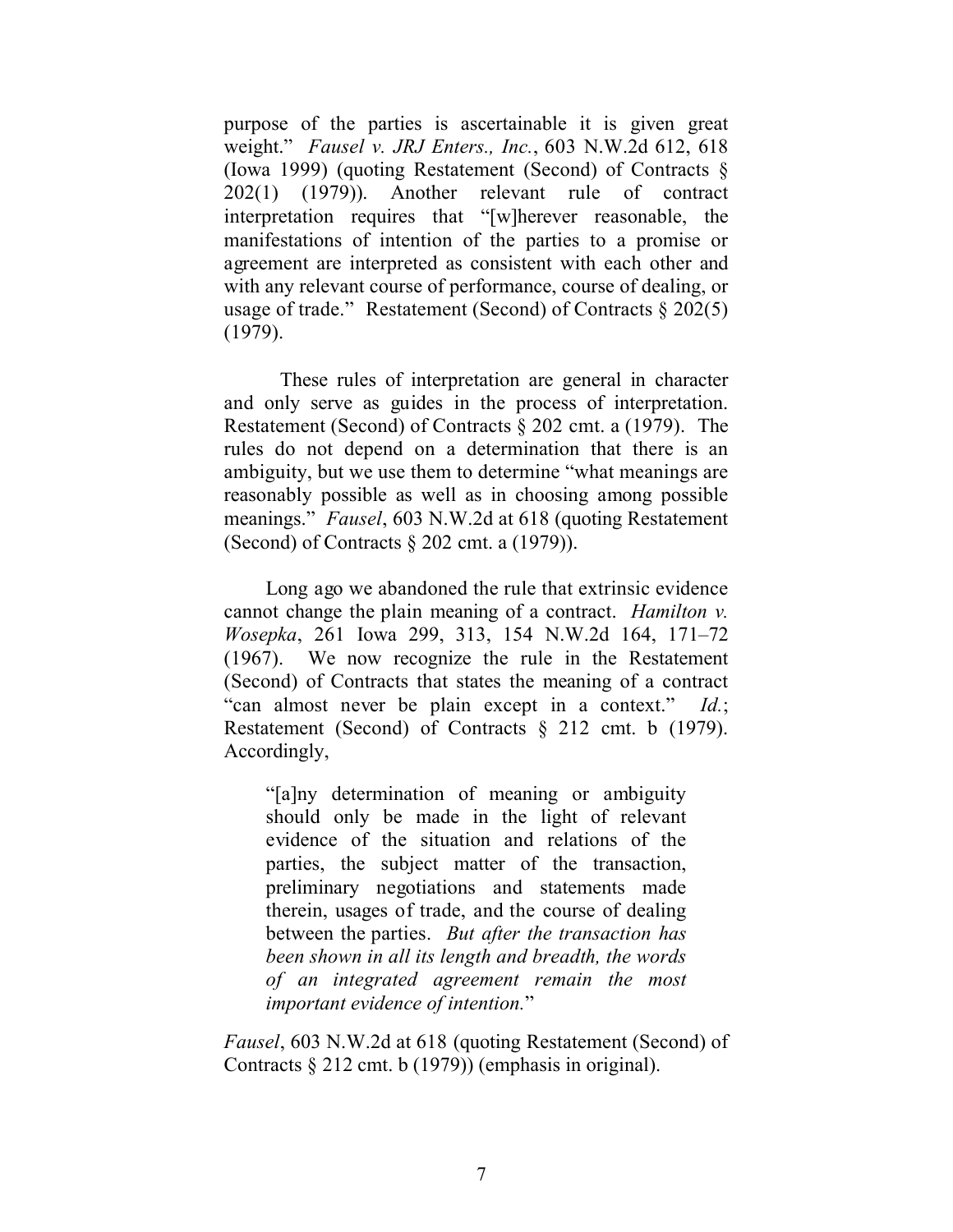purpose of the parties is ascertainable it is given great weight." *Fausel v. JRJ Enters., Inc.*, 603 N.W.2d 612, 618 (Iowa 1999) (quoting Restatement (Second) of Contracts § 202(1) (1979)). Another relevant rule of contract interpretation requires that "[w]herever reasonable, the manifestations of intention of the parties to a promise or agreement are interpreted as consistent with each other and with any relevant course of performance, course of dealing, or usage of trade." Restatement (Second) of Contracts § 202(5) (1979).

These rules of interpretation are general in character and only serve as guides in the process of interpretation. Restatement (Second) of Contracts § 202 cmt. a (1979). The rules do not depend on a determination that there is an ambiguity, but we use them to determine "what meanings are reasonably possible as well as in choosing among possible meanings." *Fausel*, 603 N.W.2d at 618 (quoting Restatement (Second) of Contracts § 202 cmt. a (1979)).

Long ago we abandoned the rule that extrinsic evidence cannot change the plain meaning of a contract. *Hamilton v. Wosepka*, 261 Iowa 299, 313, 154 N.W.2d 164, 171–72 (1967). We now recognize the rule in the Restatement (Second) of Contracts that states the meaning of a contract "can almost never be plain except in a context." *Id.*; Restatement (Second) of Contracts § 212 cmt. b (1979). Accordingly,

> "[a]ny determination of meaning or ambiguity should only be made in the light of relevant evidence of the situation and relations of the parties, the subject matter of the transaction, preliminary negotiations and statements made therein, usages of trade, and the course of dealing between the parties. *But after the transaction has been shown in all its length and breadth, the words of an integrated agreement remain the most important evidence of intention.*"

*Fausel*, 603 N.W.2d at 618 (quoting Restatement (Second) of Contracts § 212 cmt. b (1979)) (emphasis in original).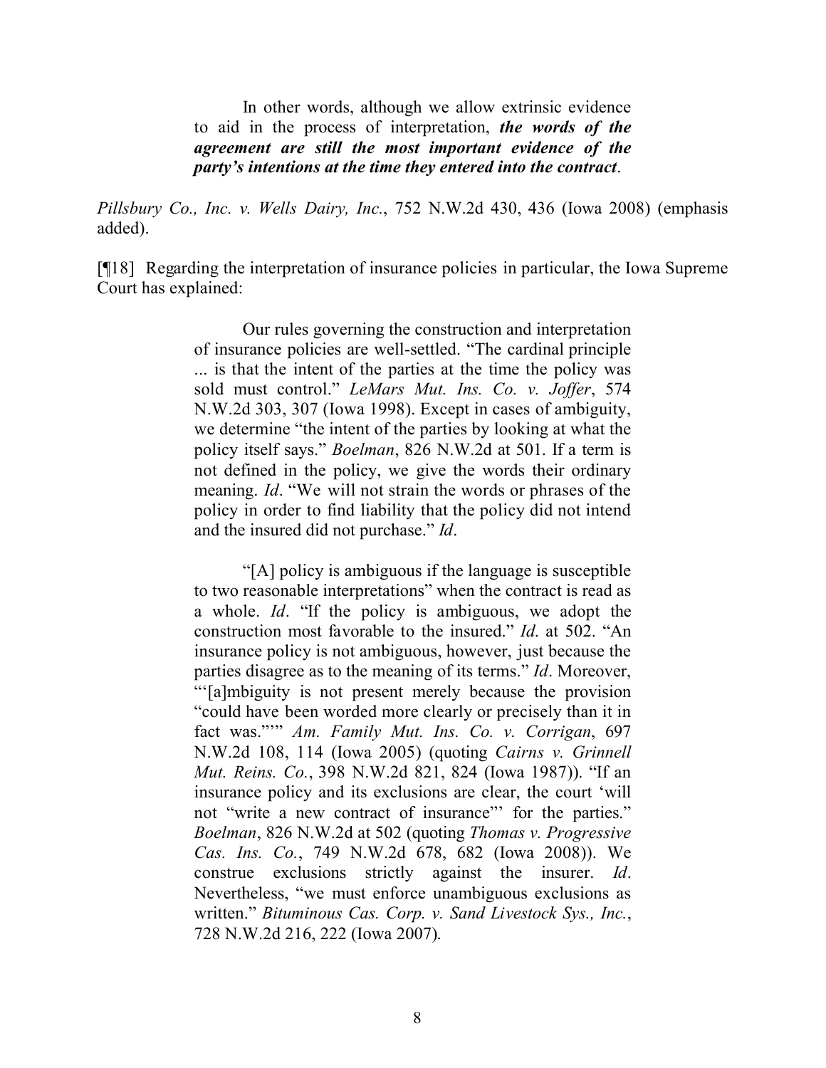> In other words, although we allow extrinsic evidence to aid in the process of interpretation, ***the words of the agreement are still the most important evidence of the party's intentions at the time they entered into the contract***.

*Pillsbury Co., Inc. v. Wells Dairy, Inc.*, 752 N.W.2d 430, 436 (Iowa 2008) (emphasis added).

[¶18] Regarding the interpretation of insurance policies in particular, the Iowa Supreme Court has explained:

> Our rules governing the construction and interpretation of insurance policies are well-settled. "The cardinal principle ... is that the intent of the parties at the time the policy was sold must control." *LeMars Mut. Ins. Co. v. Joffer*, 574 N.W.2d 303, 307 (Iowa 1998). Except in cases of ambiguity, we determine "the intent of the parties by looking at what the policy itself says." *Boelman*, 826 N.W.2d at 501. If a term is not defined in the policy, we give the words their ordinary meaning. *Id*. "We will not strain the words or phrases of the policy in order to find liability that the policy did not intend and the insured did not purchase." *Id*.
>
> "[A] policy is ambiguous if the language is susceptible to two reasonable interpretations" when the contract is read as a whole. *Id*. "If the policy is ambiguous, we adopt the construction most favorable to the insured." *Id.* at 502. "An insurance policy is not ambiguous, however, just because the parties disagree as to the meaning of its terms." *Id*. Moreover, "'[a]mbiguity is not present merely because the provision "could have been worded more clearly or precisely than it in fact was."'" *Am. Family Mut. Ins. Co. v. Corrigan*, 697 N.W.2d 108, 114 (Iowa 2005) (quoting *Cairns v. Grinnell Mut. Reins. Co.*, 398 N.W.2d 821, 824 (Iowa 1987)). "If an insurance policy and its exclusions are clear, the court 'will not "write a new contract of insurance"' for the parties." *Boelman*, 826 N.W.2d at 502 (quoting *Thomas v. Progressive Cas. Ins. Co.*, 749 N.W.2d 678, 682 (Iowa 2008)). We construe exclusions strictly against the insurer. *Id*. Nevertheless, "we must enforce unambiguous exclusions as written." *Bituminous Cas. Corp. v. Sand Livestock Sys., Inc.*, 728 N.W.2d 216, 222 (Iowa 2007).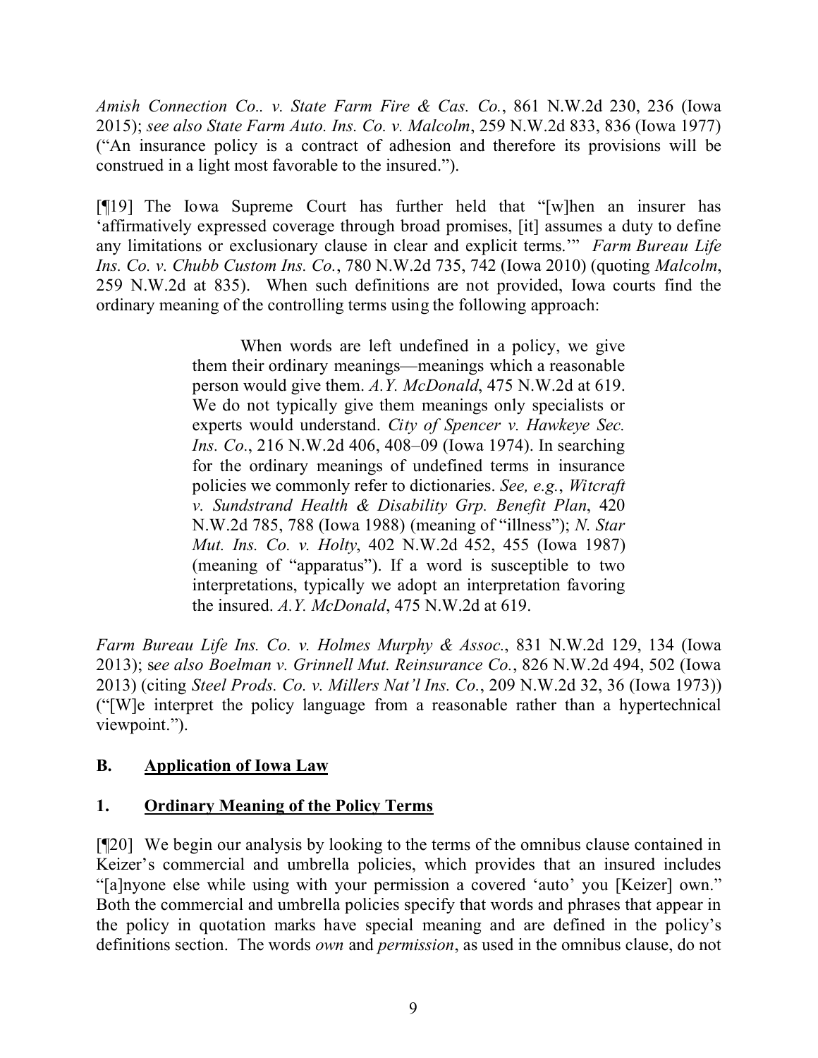*Amish Connection Co.. v. State Farm Fire & Cas. Co.*, 861 N.W.2d 230, 236 (Iowa 2015); *see also State Farm Auto. Ins. Co. v. Malcolm*, 259 N.W.2d 833, 836 (Iowa 1977) ("An insurance policy is a contract of adhesion and therefore its provisions will be construed in a light most favorable to the insured.").

[¶19] The Iowa Supreme Court has further held that "[w]hen an insurer has 'affirmatively expressed coverage through broad promises, [it] assumes a duty to define any limitations or exclusionary clause in clear and explicit terms.'" *Farm Bureau Life Ins. Co. v. Chubb Custom Ins. Co.*, 780 N.W.2d 735, 742 (Iowa 2010) (quoting *Malcolm*, 259 N.W.2d at 835). When such definitions are not provided, Iowa courts find the ordinary meaning of the controlling terms using the following approach:

> When words are left undefined in a policy, we give them their ordinary meanings—meanings which a reasonable person would give them. *A.Y. McDonald*, 475 N.W.2d at 619. We do not typically give them meanings only specialists or experts would understand. *City of Spencer v. Hawkeye Sec. Ins. Co.*, 216 N.W.2d 406, 408–09 (Iowa 1974). In searching for the ordinary meanings of undefined terms in insurance policies we commonly refer to dictionaries. *See, e.g.*, *Witcraft v. Sundstrand Health & Disability Grp. Benefit Plan*, 420 N.W.2d 785, 788 (Iowa 1988) (meaning of "illness"); *N. Star Mut. Ins. Co. v. Holty*, 402 N.W.2d 452, 455 (Iowa 1987) (meaning of "apparatus"). If a word is susceptible to two interpretations, typically we adopt an interpretation favoring the insured. *A.Y. McDonald*, 475 N.W.2d at 619.

*Farm Bureau Life Ins. Co. v. Holmes Murphy & Assoc.*, 831 N.W.2d 129, 134 (Iowa 2013); s*ee also Boelman v. Grinnell Mut. Reinsurance Co.*, 826 N.W.2d 494, 502 (Iowa 2013) (citing *Steel Prods. Co. v. Millers Nat'l Ins. Co.*, 209 N.W.2d 32, 36 (Iowa 1973)) ("[W]e interpret the policy language from a reasonable rather than a hypertechnical viewpoint.").

## B. Application of Iowa Law

### 1. Ordinary Meaning of the Policy Terms

[¶20] We begin our analysis by looking to the terms of the omnibus clause contained in Keizer's commercial and umbrella policies, which provides that an insured includes "[a]nyone else while using with your permission a covered 'auto' you [Keizer] own." Both the commercial and umbrella policies specify that words and phrases that appear in the policy in quotation marks have special meaning and are defined in the policy's definitions section. The words *own* and *permission*, as used in the omnibus clause, do not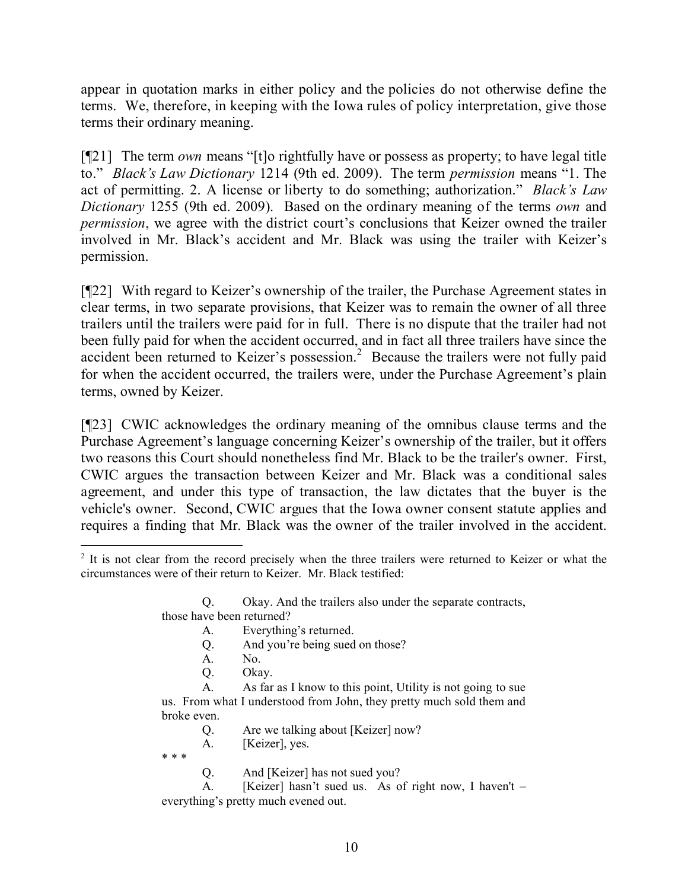appear in quotation marks in either policy and the policies do not otherwise define the terms. We, therefore, in keeping with the Iowa rules of policy interpretation, give those terms their ordinary meaning.

[¶21] The term *own* means "[t]o rightfully have or possess as property; to have legal title to." *Black's Law Dictionary* 1214 (9th ed. 2009). The term *permission* means "1. The act of permitting. 2. A license or liberty to do something; authorization." *Black's Law Dictionary* 1255 (9th ed. 2009). Based on the ordinary meaning of the terms *own* and *permission*, we agree with the district court's conclusions that Keizer owned the trailer involved in Mr. Black's accident and Mr. Black was using the trailer with Keizer's permission.

[¶22] With regard to Keizer's ownership of the trailer, the Purchase Agreement states in clear terms, in two separate provisions, that Keizer was to remain the owner of all three trailers until the trailers were paid for in full. There is no dispute that the trailer had not been fully paid for when the accident occurred, and in fact all three trailers have since the accident been returned to Keizer's possession.[2] Because the trailers were not fully paid for when the accident occurred, the trailers were, under the Purchase Agreement's plain terms, owned by Keizer.

[¶23] CWIC acknowledges the ordinary meaning of the omnibus clause terms and the Purchase Agreement's language concerning Keizer's ownership of the trailer, but it offers two reasons this Court should nonetheless find Mr. Black to be the trailer's owner. First, CWIC argues the transaction between Keizer and Mr. Black was a conditional sales agreement, and under this type of transaction, the law dictates that the buyer is the vehicle's owner. Second, CWIC argues that the Iowa owner consent statute applies and requires a finding that Mr. Black was the owner of the trailer involved in the accident.

---

[2] It is not clear from the record precisely when the three trailers were returned to Keizer or what the circumstances were of their return to Keizer. Mr. Black testified:

> Q. Okay. And the trailers also under the separate contracts, those have been returned?
>
> A. Everything's returned.
>
> Q. And you're being sued on those?
>
> A. No.
>
> Q. Okay.
>
> A. As far as I know to this point, Utility is not going to sue us. From what I understood from John, they pretty much sold them and broke even.
>
> Q. Are we talking about [Keizer] now?
>
> A. [Keizer], yes.
>
> \* \* \*
>
> Q. And [Keizer] has not sued you?
>
> A. [Keizer] hasn't sued us. As of right now, I haven't – everything's pretty much evened out.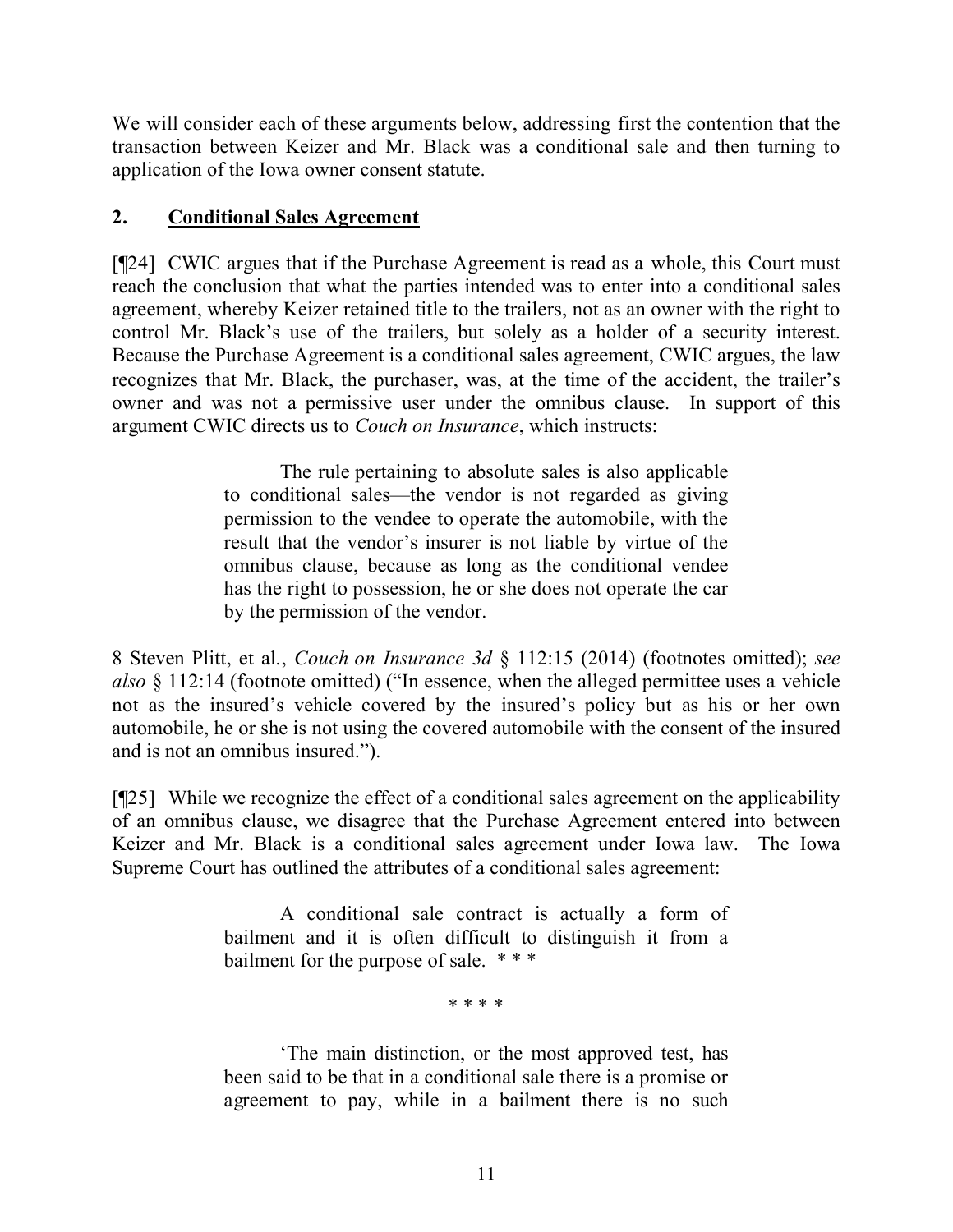We will consider each of these arguments below, addressing first the contention that the transaction between Keizer and Mr. Black was a conditional sale and then turning to application of the Iowa owner consent statute.

## 2. Conditional Sales Agreement

[¶24] CWIC argues that if the Purchase Agreement is read as a whole, this Court must reach the conclusion that what the parties intended was to enter into a conditional sales agreement, whereby Keizer retained title to the trailers, not as an owner with the right to control Mr. Black's use of the trailers, but solely as a holder of a security interest. Because the Purchase Agreement is a conditional sales agreement, CWIC argues, the law recognizes that Mr. Black, the purchaser, was, at the time of the accident, the trailer's owner and was not a permissive user under the omnibus clause. In support of this argument CWIC directs us to *Couch on Insurance*, which instructs:

> The rule pertaining to absolute sales is also applicable to conditional sales—the vendor is not regarded as giving permission to the vendee to operate the automobile, with the result that the vendor's insurer is not liable by virtue of the omnibus clause, because as long as the conditional vendee has the right to possession, he or she does not operate the car by the permission of the vendor.

8 Steven Plitt, et al., *Couch on Insurance 3d* § 112:15 (2014) (footnotes omitted); *see also* § 112:14 (footnote omitted) ("In essence, when the alleged permittee uses a vehicle not as the insured's vehicle covered by the insured's policy but as his or her own automobile, he or she is not using the covered automobile with the consent of the insured and is not an omnibus insured.").

[¶25] While we recognize the effect of a conditional sales agreement on the applicability of an omnibus clause, we disagree that the Purchase Agreement entered into between Keizer and Mr. Black is a conditional sales agreement under Iowa law. The Iowa Supreme Court has outlined the attributes of a conditional sales agreement:

> A conditional sale contract is actually a form of bailment and it is often difficult to distinguish it from a bailment for the purpose of sale. * * *
>
> * * * *
>
> 'The main distinction, or the most approved test, has been said to be that in a conditional sale there is a promise or agreement to pay, while in a bailment there is no such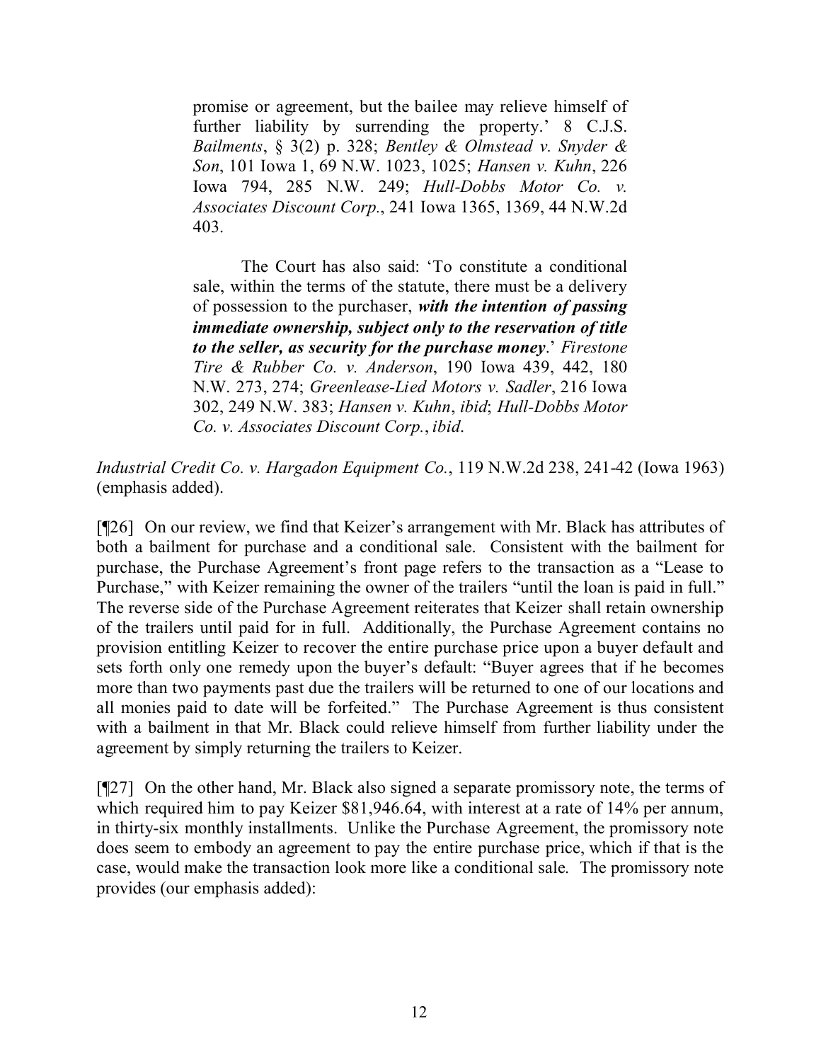> promise or agreement, but the bailee may relieve himself of further liability by surrendering the property.' 8 C.J.S. *Bailments*, § 3(2) p. 328; *Bentley & Olmstead v. Snyder & Son*, 101 Iowa 1, 69 N.W. 1023, 1025; *Hansen v. Kuhn*, 226 Iowa 794, 285 N.W. 249; *Hull-Dobbs Motor Co. v. Associates Discount Corp.*, 241 Iowa 1365, 1369, 44 N.W.2d 403.
>
> The Court has also said: 'To constitute a conditional sale, within the terms of the statute, there must be a delivery of possession to the purchaser, ***with the intention of passing immediate ownership, subject only to the reservation of title to the seller, as security for the purchase money***.' *Firestone Tire & Rubber Co. v. Anderson*, 190 Iowa 439, 442, 180 N.W. 273, 274; *Greenlease-Lied Motors v. Sadler*, 216 Iowa 302, 249 N.W. 383; *Hansen v. Kuhn*, *ibid*; *Hull-Dobbs Motor Co. v. Associates Discount Corp.*, *ibid*.

*Industrial Credit Co. v. Hargadon Equipment Co.*, 119 N.W.2d 238, 241-42 (Iowa 1963) (emphasis added).

[¶26] On our review, we find that Keizer's arrangement with Mr. Black has attributes of both a bailment for purchase and a conditional sale. Consistent with the bailment for purchase, the Purchase Agreement's front page refers to the transaction as a "Lease to Purchase," with Keizer remaining the owner of the trailers "until the loan is paid in full." The reverse side of the Purchase Agreement reiterates that Keizer shall retain ownership of the trailers until paid for in full. Additionally, the Purchase Agreement contains no provision entitling Keizer to recover the entire purchase price upon a buyer default and sets forth only one remedy upon the buyer's default: "Buyer agrees that if he becomes more than two payments past due the trailers will be returned to one of our locations and all monies paid to date will be forfeited." The Purchase Agreement is thus consistent with a bailment in that Mr. Black could relieve himself from further liability under the agreement by simply returning the trailers to Keizer.

[¶27] On the other hand, Mr. Black also signed a separate promissory note, the terms of which required him to pay Keizer $81,946.64, with interest at a rate of 14% per annum, in thirty-six monthly installments. Unlike the Purchase Agreement, the promissory note does seem to embody an agreement to pay the entire purchase price, which if that is the case, would make the transaction look more like a conditional sale. The promissory note provides (our emphasis added):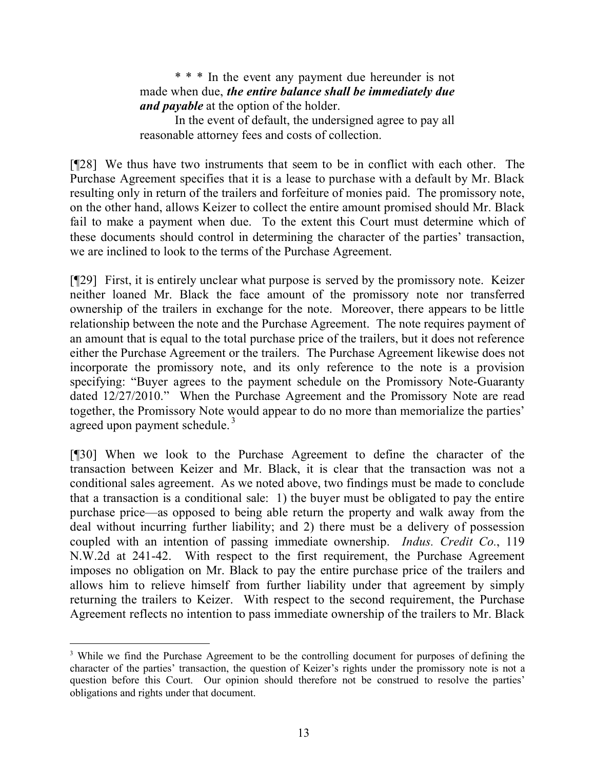> * * * In the event any payment due hereunder is not made when due, ***the entire balance shall be immediately due and payable*** at the option of the holder.
>
> In the event of default, the undersigned agree to pay all reasonable attorney fees and costs of collection.

[¶28] We thus have two instruments that seem to be in conflict with each other. The Purchase Agreement specifies that it is a lease to purchase with a default by Mr. Black resulting only in return of the trailers and forfeiture of monies paid. The promissory note, on the other hand, allows Keizer to collect the entire amount promised should Mr. Black fail to make a payment when due. To the extent this Court must determine which of these documents should control in determining the character of the parties' transaction, we are inclined to look to the terms of the Purchase Agreement.

[¶29] First, it is entirely unclear what purpose is served by the promissory note. Keizer neither loaned Mr. Black the face amount of the promissory note nor transferred ownership of the trailers in exchange for the note. Moreover, there appears to be little relationship between the note and the Purchase Agreement. The note requires payment of an amount that is equal to the total purchase price of the trailers, but it does not reference either the Purchase Agreement or the trailers. The Purchase Agreement likewise does not incorporate the promissory note, and its only reference to the note is a provision specifying: "Buyer agrees to the payment schedule on the Promissory Note-Guaranty dated 12/27/2010." When the Purchase Agreement and the Promissory Note are read together, the Promissory Note would appear to do no more than memorialize the parties' agreed upon payment schedule.[3]

[¶30] When we look to the Purchase Agreement to define the character of the transaction between Keizer and Mr. Black, it is clear that the transaction was not a conditional sales agreement. As we noted above, two findings must be made to conclude that a transaction is a conditional sale: 1) the buyer must be obligated to pay the entire purchase price—as opposed to being able return the property and walk away from the deal without incurring further liability; and 2) there must be a delivery of possession coupled with an intention of passing immediate ownership. *Indus. Credit Co.*, 119 N.W.2d at 241-42. With respect to the first requirement, the Purchase Agreement imposes no obligation on Mr. Black to pay the entire purchase price of the trailers and allows him to relieve himself from further liability under that agreement by simply returning the trailers to Keizer. With respect to the second requirement, the Purchase Agreement reflects no intention to pass immediate ownership of the trailers to Mr. Black

---

[3] While we find the Purchase Agreement to be the controlling document for purposes of defining the character of the parties' transaction, the question of Keizer's rights under the promissory note is not a question before this Court. Our opinion should therefore not be construed to resolve the parties' obligations and rights under that document.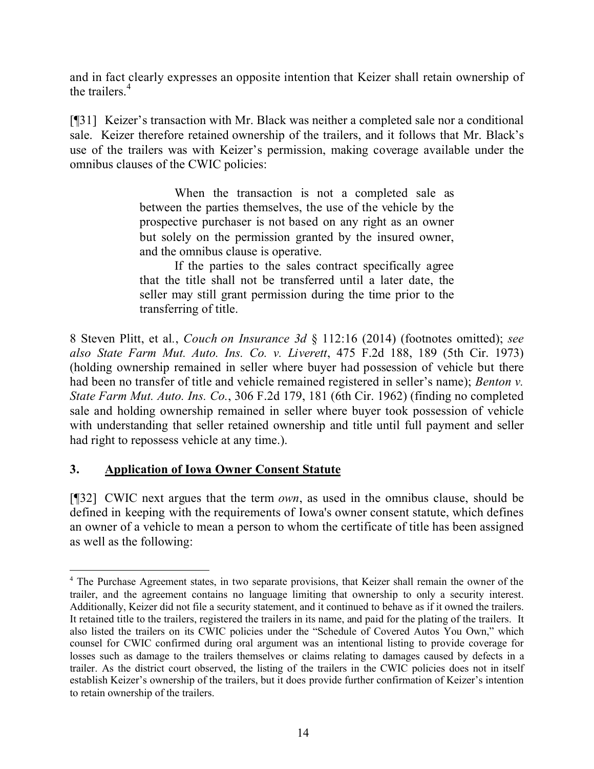and in fact clearly expresses an opposite intention that Keizer shall retain ownership of the trailers.[4]

[¶31] Keizer's transaction with Mr. Black was neither a completed sale nor a conditional sale. Keizer therefore retained ownership of the trailers, and it follows that Mr. Black's use of the trailers was with Keizer's permission, making coverage available under the omnibus clauses of the CWIC policies:

> When the transaction is not a completed sale as between the parties themselves, the use of the vehicle by the prospective purchaser is not based on any right as an owner but solely on the permission granted by the insured owner, and the omnibus clause is operative.
>
> If the parties to the sales contract specifically agree that the title shall not be transferred until a later date, the seller may still grant permission during the time prior to the transferring of title.

8 Steven Plitt, et al., *Couch on Insurance 3d* § 112:16 (2014) (footnotes omitted); *see also State Farm Mut. Auto. Ins. Co. v. Liverett*, 475 F.2d 188, 189 (5th Cir. 1973) (holding ownership remained in seller where buyer had possession of vehicle but there had been no transfer of title and vehicle remained registered in seller's name); *Benton v. State Farm Mut. Auto. Ins. Co.*, 306 F.2d 179, 181 (6th Cir. 1962) (finding no completed sale and holding ownership remained in seller where buyer took possession of vehicle with understanding that seller retained ownership and title until full payment and seller had right to repossess vehicle at any time.).

### 3. Application of Iowa Owner Consent Statute

[¶32] CWIC next argues that the term *own*, as used in the omnibus clause, should be defined in keeping with the requirements of Iowa's owner consent statute, which defines an owner of a vehicle to mean a person to whom the certificate of title has been assigned as well as the following:

---

[4] The Purchase Agreement states, in two separate provisions, that Keizer shall remain the owner of the trailer, and the agreement contains no language limiting that ownership to only a security interest. Additionally, Keizer did not file a security statement, and it continued to behave as if it owned the trailers. It retained title to the trailers, registered the trailers in its name, and paid for the plating of the trailers. It also listed the trailers on its CWIC policies under the "Schedule of Covered Autos You Own," which counsel for CWIC confirmed during oral argument was an intentional listing to provide coverage for losses such as damage to the trailers themselves or claims relating to damages caused by defects in a trailer. As the district court observed, the listing of the trailers in the CWIC policies does not in itself establish Keizer's ownership of the trailers, but it does provide further confirmation of Keizer's intention to retain ownership of the trailers.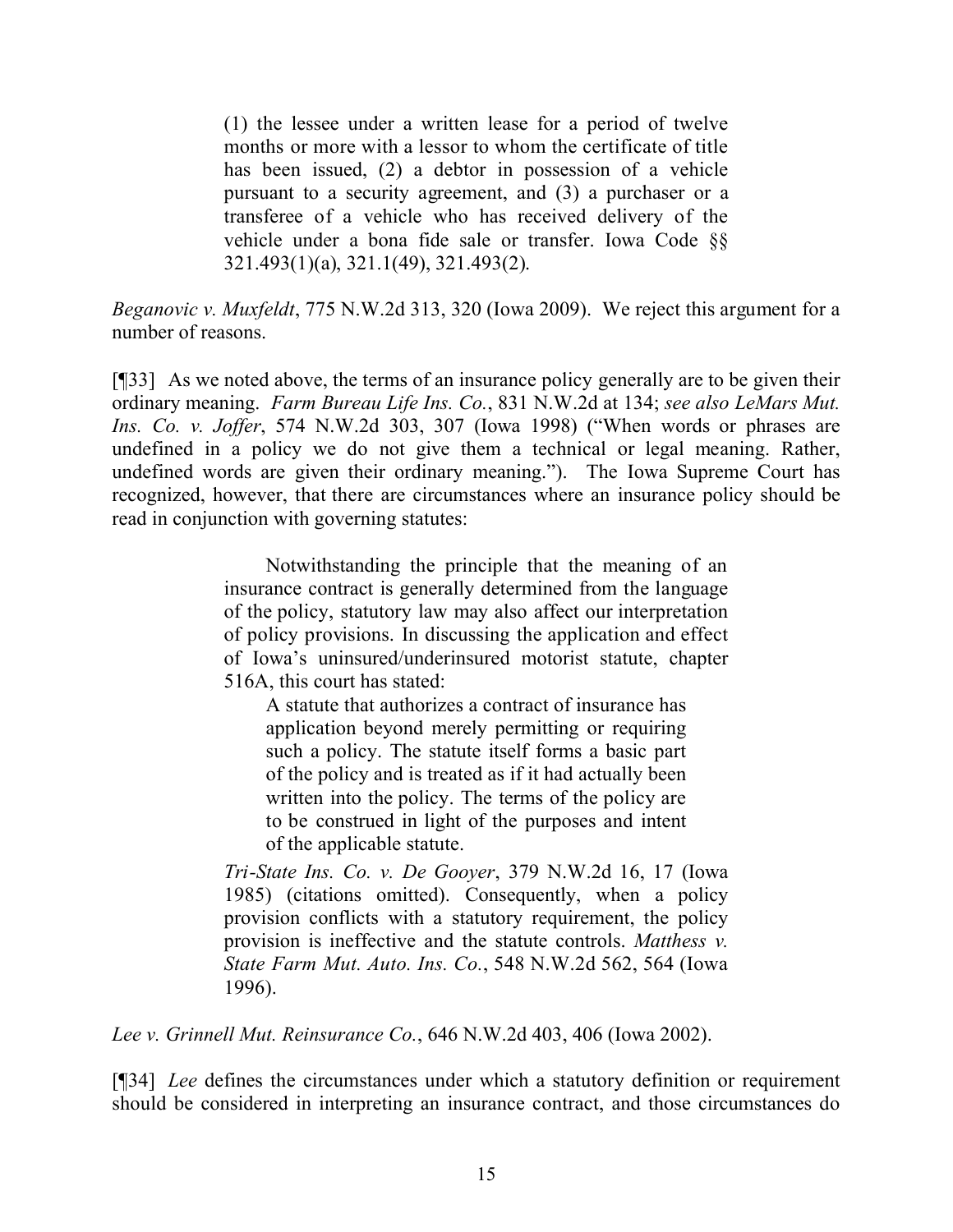> (1) the lessee under a written lease for a period of twelve months or more with a lessor to whom the certificate of title has been issued, (2) a debtor in possession of a vehicle pursuant to a security agreement, and (3) a purchaser or a transferee of a vehicle who has received delivery of the vehicle under a bona fide sale or transfer. Iowa Code §§ 321.493(1)(a), 321.1(49), 321.493(2).

*Beganovic v. Muxfeldt*, 775 N.W.2d 313, 320 (Iowa 2009). We reject this argument for a number of reasons.

[¶33] As we noted above, the terms of an insurance policy generally are to be given their ordinary meaning. *Farm Bureau Life Ins. Co.*, 831 N.W.2d at 134; *see also LeMars Mut. Ins. Co. v. Joffer*, 574 N.W.2d 303, 307 (Iowa 1998) ("When words or phrases are undefined in a policy we do not give them a technical or legal meaning. Rather, undefined words are given their ordinary meaning."). The Iowa Supreme Court has recognized, however, that there are circumstances where an insurance policy should be read in conjunction with governing statutes:

> Notwithstanding the principle that the meaning of an insurance contract is generally determined from the language of the policy, statutory law may also affect our interpretation of policy provisions. In discussing the application and effect of Iowa's uninsured/underinsured motorist statute, chapter 516A, this court has stated:
>
> > A statute that authorizes a contract of insurance has application beyond merely permitting or requiring such a policy. The statute itself forms a basic part of the policy and is treated as if it had actually been written into the policy. The terms of the policy are to be construed in light of the purposes and intent of the applicable statute.
>
> *Tri-State Ins. Co. v. De Gooyer*, 379 N.W.2d 16, 17 (Iowa 1985) (citations omitted). Consequently, when a policy provision conflicts with a statutory requirement, the policy provision is ineffective and the statute controls. *Matthess v. State Farm Mut. Auto. Ins. Co.*, 548 N.W.2d 562, 564 (Iowa 1996).

*Lee v. Grinnell Mut. Reinsurance Co.*, 646 N.W.2d 403, 406 (Iowa 2002).

[¶34] *Lee* defines the circumstances under which a statutory definition or requirement should be considered in interpreting an insurance contract, and those circumstances do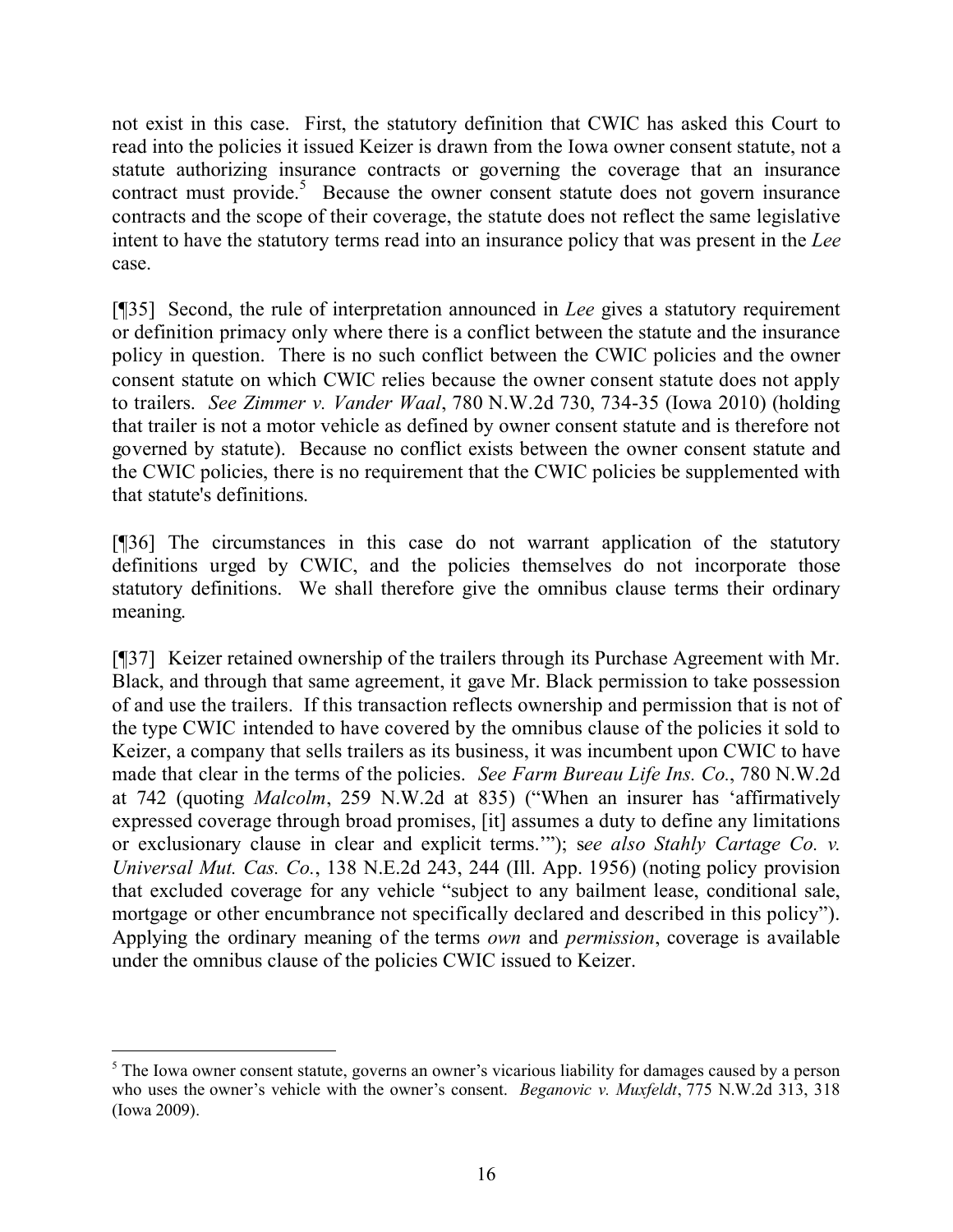not exist in this case. First, the statutory definition that CWIC has asked this Court to read into the policies it issued Keizer is drawn from the Iowa owner consent statute, not a statute authorizing insurance contracts or governing the coverage that an insurance contract must provide.[5] Because the owner consent statute does not govern insurance contracts and the scope of their coverage, the statute does not reflect the same legislative intent to have the statutory terms read into an insurance policy that was present in the *Lee* case.

[¶35] Second, the rule of interpretation announced in *Lee* gives a statutory requirement or definition primacy only where there is a conflict between the statute and the insurance policy in question. There is no such conflict between the CWIC policies and the owner consent statute on which CWIC relies because the owner consent statute does not apply to trailers. *See Zimmer v. Vander Waal*, 780 N.W.2d 730, 734-35 (Iowa 2010) (holding that trailer is not a motor vehicle as defined by owner consent statute and is therefore not governed by statute). Because no conflict exists between the owner consent statute and the CWIC policies, there is no requirement that the CWIC policies be supplemented with that statute's definitions.

[¶36] The circumstances in this case do not warrant application of the statutory definitions urged by CWIC, and the policies themselves do not incorporate those statutory definitions. We shall therefore give the omnibus clause terms their ordinary meaning.

[¶37] Keizer retained ownership of the trailers through its Purchase Agreement with Mr. Black, and through that same agreement, it gave Mr. Black permission to take possession of and use the trailers. If this transaction reflects ownership and permission that is not of the type CWIC intended to have covered by the omnibus clause of the policies it sold to Keizer, a company that sells trailers as its business, it was incumbent upon CWIC to have made that clear in the terms of the policies. *See Farm Bureau Life Ins. Co.*, 780 N.W.2d at 742 (quoting *Malcolm*, 259 N.W.2d at 835) ("When an insurer has 'affirmatively expressed coverage through broad promises, [it] assumes a duty to define any limitations or exclusionary clause in clear and explicit terms.'"); s*ee also Stahly Cartage Co. v. Universal Mut. Cas. Co.*, 138 N.E.2d 243, 244 (Ill. App. 1956) (noting policy provision that excluded coverage for any vehicle "subject to any bailment lease, conditional sale, mortgage or other encumbrance not specifically declared and described in this policy"). Applying the ordinary meaning of the terms *own* and *permission*, coverage is available under the omnibus clause of the policies CWIC issued to Keizer.

---

[5] The Iowa owner consent statute, governs an owner's vicarious liability for damages caused by a person who uses the owner's vehicle with the owner's consent. *Beganovic v. Muxfeldt*, 775 N.W.2d 313, 318 (Iowa 2009).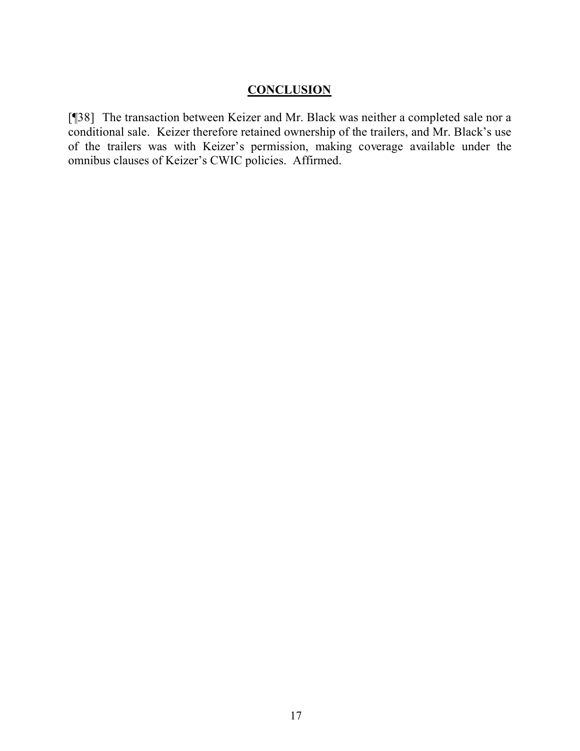## **CONCLUSION**

[¶38] The transaction between Keizer and Mr. Black was neither a completed sale nor a conditional sale. Keizer therefore retained ownership of the trailers, and Mr. Black's use of the trailers was with Keizer's permission, making coverage available under the omnibus clauses of Keizer's CWIC policies. Affirmed.